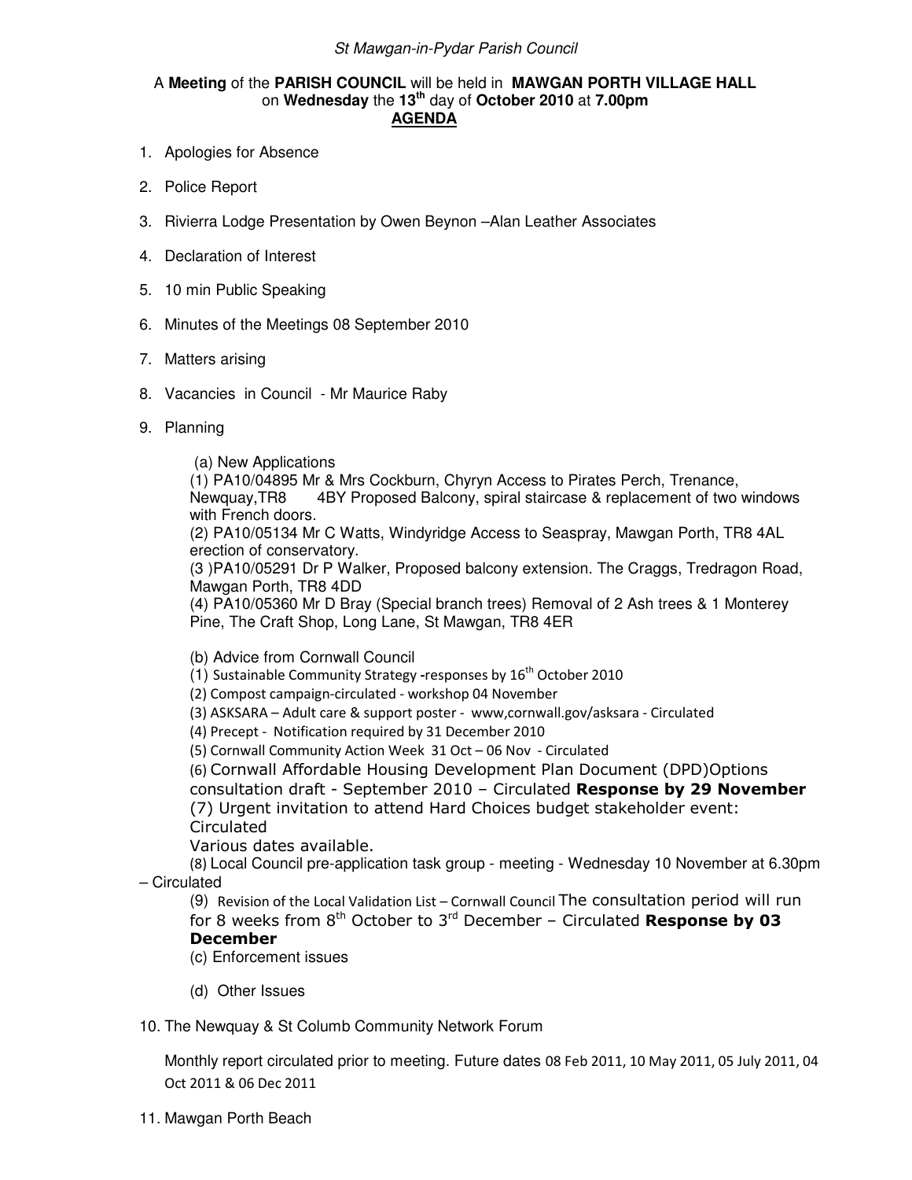*St Mawgan-in-Pydar Parish Council*

A **Meeting** of the **PARISH COUNCIL** will be held in **MAWGAN PORTH VILLAGE HALL** on **Wednesday** the **13th** day of **October 2010** at **7.00pm**

**AGENDA**

1. Apologies for Absence
2. Police Report
3. Rivierra Lodge Presentation by Owen Beynon –Alan Leather Associates
4. Declaration of Interest
5. 10 min Public Speaking
6. Minutes of the Meetings 08 September 2010
7. Matters arising
8. Vacancies in Council - Mr Maurice Raby
9. Planning

   (a) New Applications
   (1) PA10/04895 Mr & Mrs Cockburn, Chyryn Access to Pirates Perch, Trenance, Newquay,TR8 4BY Proposed Balcony, spiral staircase & replacement of two windows with French doors.
   (2) PA10/05134 Mr C Watts, Windyridge Access to Seaspray, Mawgan Porth, TR8 4AL erection of conservatory.
   (3 )PA10/05291 Dr P Walker, Proposed balcony extension. The Craggs, Tredragon Road, Mawgan Porth, TR8 4DD
   (4) PA10/05360 Mr D Bray (Special branch trees) Removal of 2 Ash trees & 1 Monterey Pine, The Craft Shop, Long Lane, St Mawgan, TR8 4ER

   (b) Advice from Cornwall Council
   (1) Sustainable Community Strategy -responses by 16th October 2010
   (2) Compost campaign-circulated - workshop 04 November
   (3) ASKSARA – Adult care & support poster - www,cornwall.gov/asksara - Circulated
   (4) Precept - Notification required by 31 December 2010
   (5) Cornwall Community Action Week 31 Oct – 06 Nov - Circulated
   (6) Cornwall Affordable Housing Development Plan Document (DPD)Options consultation draft - September 2010 – Circulated **Response by 29 November**
   (7) Urgent invitation to attend Hard Choices budget stakeholder event: Circulated
   Various dates available.
   (8) Local Council pre-application task group - meeting - Wednesday 10 November at 6.30pm – Circulated
   (9) Revision of the Local Validation List – Cornwall Council The consultation period will run for 8 weeks from 8th October to 3rd December – Circulated **Response by 03 December**
   (c) Enforcement issues

   (d) Other Issues

10. The Newquay & St Columb Community Network Forum

    Monthly report circulated prior to meeting. Future dates 08 Feb 2011, 10 May 2011, 05 July 2011, 04 Oct 2011 & 06 Dec 2011

11. Mawgan Porth Beach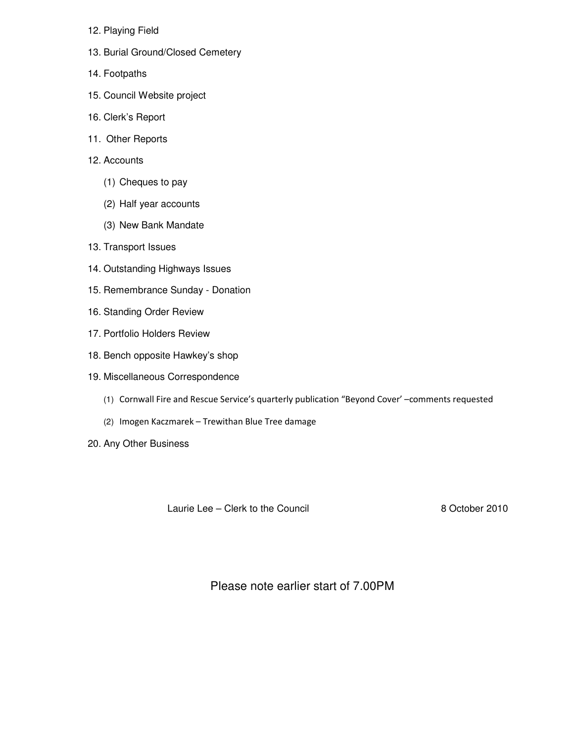12. Playing Field

13. Burial Ground/Closed Cemetery

14. Footpaths

15. Council Website project

16. Clerk's Report

11. Other Reports

12. Accounts

    (1) Cheques to pay

    (2) Half year accounts

    (3) New Bank Mandate

13. Transport Issues

14. Outstanding Highways Issues

15. Remembrance Sunday - Donation

16. Standing Order Review

17. Portfolio Holders Review

18. Bench opposite Hawkey's shop

19. Miscellaneous Correspondence

    (1) Cornwall Fire and Rescue Service's quarterly publication "Beyond Cover' –comments requested

    (2) Imogen Kaczmarek – Trewithan Blue Tree damage

20. Any Other Business

Laurie Lee – Clerk to the Council 8 October 2010

Please note earlier start of 7.00PM